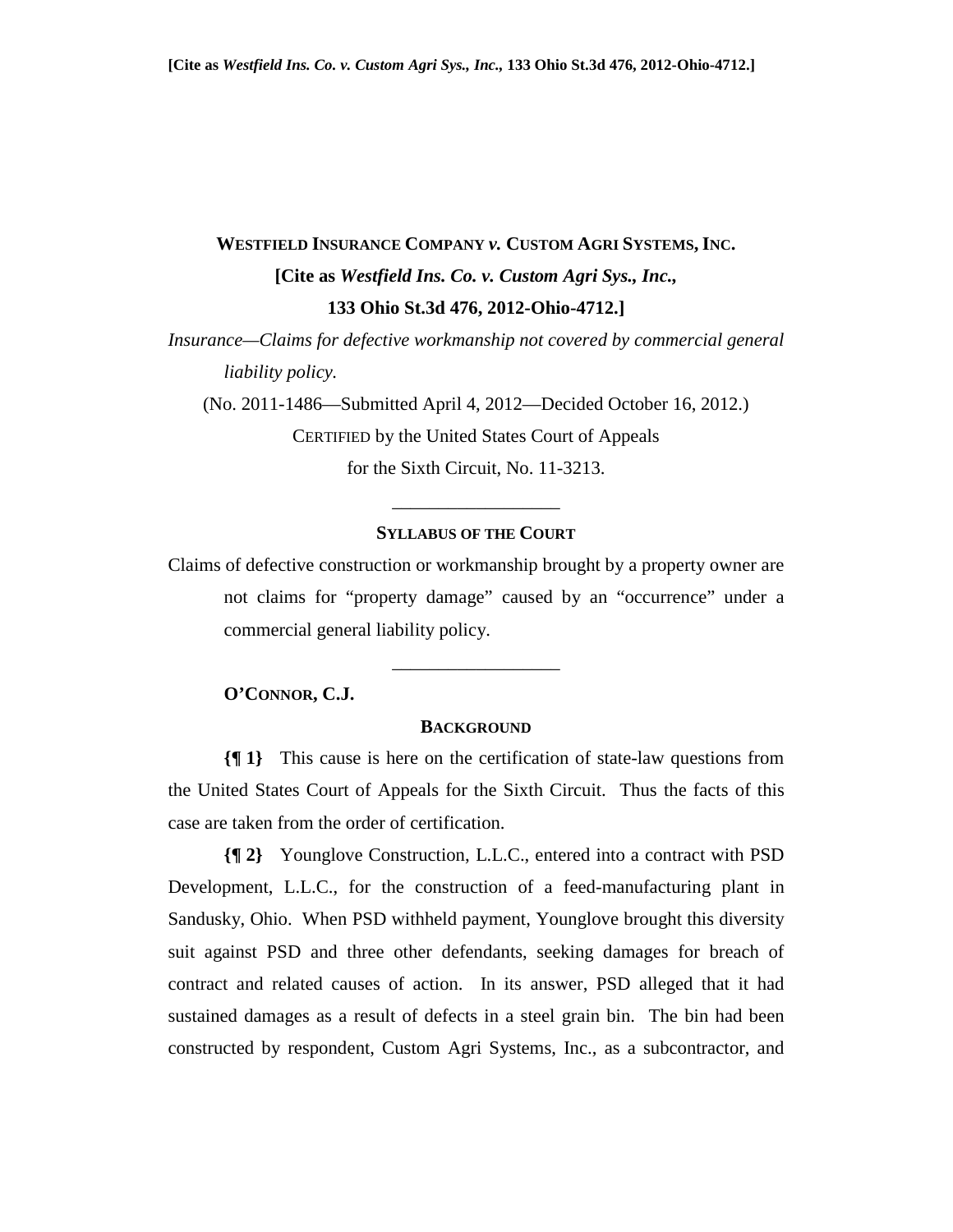**Westfield Insurance Company *v.* Custom Agri Systems, Inc.**

**[Cite as *Westfield Ins. Co. v. Custom Agri Sys., Inc.*, 133 Ohio St.3d 476, 2012-Ohio-4712.]**

*Insurance—Claims for defective workmanship not covered by commercial general liability policy.*

(No. 2011-1486—Submitted April 4, 2012—Decided October 16, 2012.)

Certified by the United States Court of Appeals for the Sixth Circuit, No. 11-3213.

---

**Syllabus of the Court**

Claims of defective construction or workmanship brought by a property owner are not claims for "property damage" caused by an "occurrence" under a commercial general liability policy.

---

**O'Connor, C.J.**

**Background**

**{¶ 1}** This cause is here on the certification of state-law questions from the United States Court of Appeals for the Sixth Circuit. Thus the facts of this case are taken from the order of certification.

**{¶ 2}** Younglove Construction, L.L.C., entered into a contract with PSD Development, L.L.C., for the construction of a feed-manufacturing plant in Sandusky, Ohio. When PSD withheld payment, Younglove brought this diversity suit against PSD and three other defendants, seeking damages for breach of contract and related causes of action. In its answer, PSD alleged that it had sustained damages as a result of defects in a steel grain bin. The bin had been constructed by respondent, Custom Agri Systems, Inc., as a subcontractor, and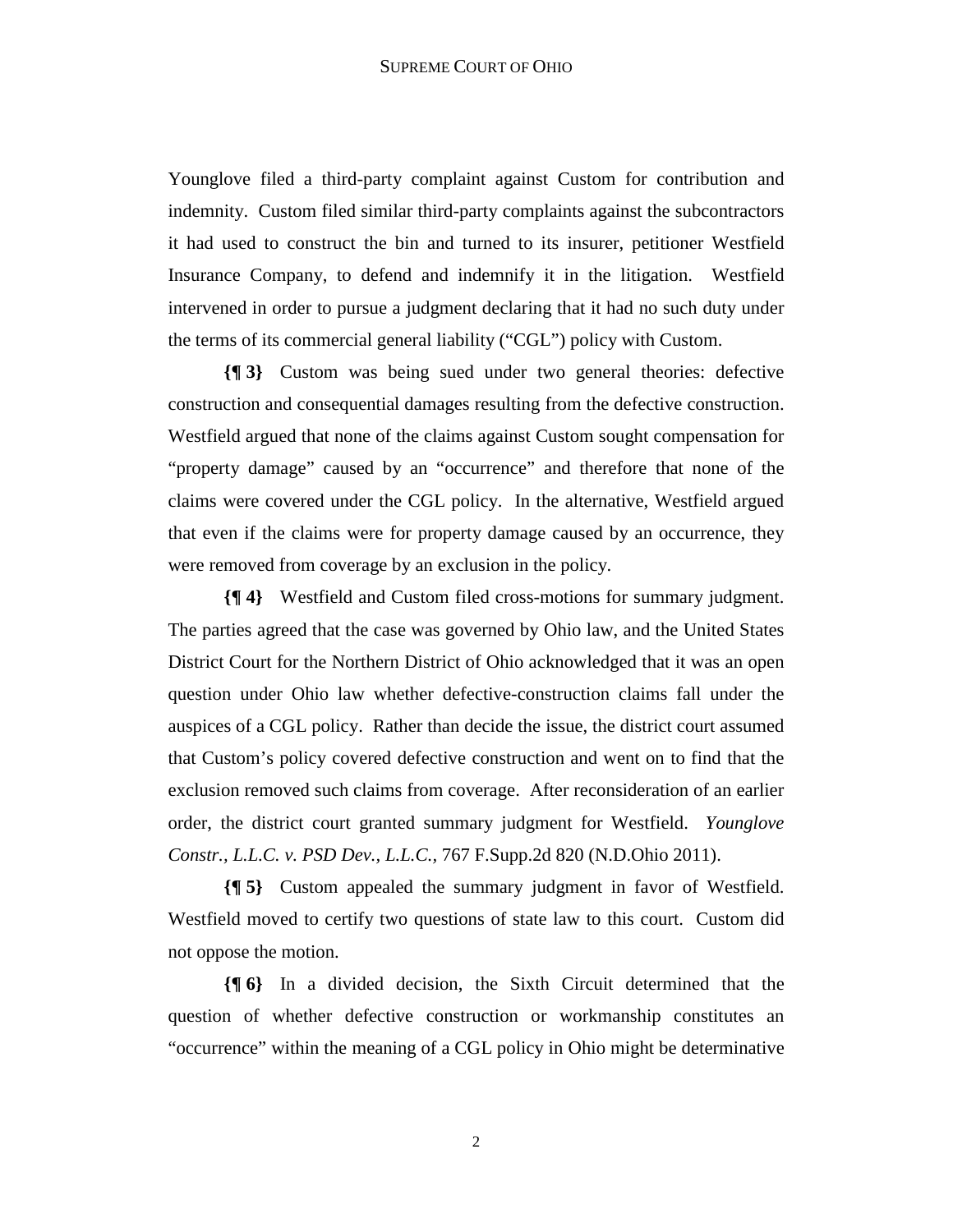Younglove filed a third-party complaint against Custom for contribution and indemnity. Custom filed similar third-party complaints against the subcontractors it had used to construct the bin and turned to its insurer, petitioner Westfield Insurance Company, to defend and indemnify it in the litigation. Westfield intervened in order to pursue a judgment declaring that it had no such duty under the terms of its commercial general liability ("CGL") policy with Custom.

**{¶ 3}** Custom was being sued under two general theories: defective construction and consequential damages resulting from the defective construction. Westfield argued that none of the claims against Custom sought compensation for "property damage" caused by an "occurrence" and therefore that none of the claims were covered under the CGL policy. In the alternative, Westfield argued that even if the claims were for property damage caused by an occurrence, they were removed from coverage by an exclusion in the policy.

**{¶ 4}** Westfield and Custom filed cross-motions for summary judgment. The parties agreed that the case was governed by Ohio law, and the United States District Court for the Northern District of Ohio acknowledged that it was an open question under Ohio law whether defective-construction claims fall under the auspices of a CGL policy. Rather than decide the issue, the district court assumed that Custom's policy covered defective construction and went on to find that the exclusion removed such claims from coverage. After reconsideration of an earlier order, the district court granted summary judgment for Westfield. *Younglove Constr., L.L.C. v. PSD Dev., L.L.C.*, 767 F.Supp.2d 820 (N.D.Ohio 2011).

**{¶ 5}** Custom appealed the summary judgment in favor of Westfield. Westfield moved to certify two questions of state law to this court. Custom did not oppose the motion.

**{¶ 6}** In a divided decision, the Sixth Circuit determined that the question of whether defective construction or workmanship constitutes an "occurrence" within the meaning of a CGL policy in Ohio might be determinative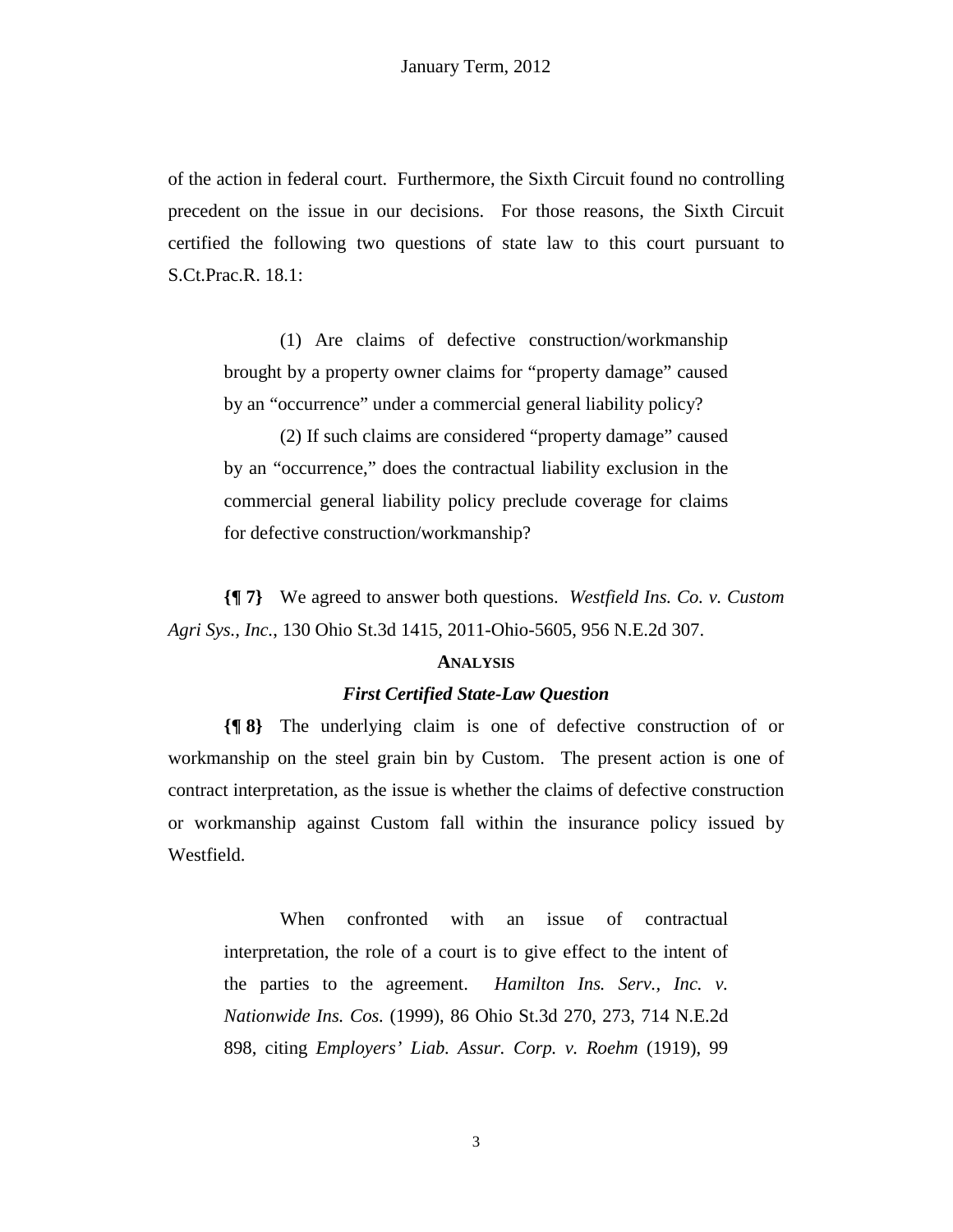of the action in federal court. Furthermore, the Sixth Circuit found no controlling precedent on the issue in our decisions. For those reasons, the Sixth Circuit certified the following two questions of state law to this court pursuant to S.Ct.Prac.R. 18.1:

> (1) Are claims of defective construction/workmanship brought by a property owner claims for "property damage" caused by an "occurrence" under a commercial general liability policy?
>
> (2) If such claims are considered "property damage" caused by an "occurrence," does the contractual liability exclusion in the commercial general liability policy preclude coverage for claims for defective construction/workmanship?

**{¶ 7}** We agreed to answer both questions. *Westfield Ins. Co. v. Custom Agri Sys., Inc.*, 130 Ohio St.3d 1415, 2011-Ohio-5605, 956 N.E.2d 307.

## ANALYSIS

### *First Certified State-Law Question*

**{¶ 8}** The underlying claim is one of defective construction of or workmanship on the steel grain bin by Custom. The present action is one of contract interpretation, as the issue is whether the claims of defective construction or workmanship against Custom fall within the insurance policy issued by Westfield.

> When confronted with an issue of contractual interpretation, the role of a court is to give effect to the intent of the parties to the agreement. *Hamilton Ins. Serv., Inc. v. Nationwide Ins. Cos.* (1999), 86 Ohio St.3d 270, 273, 714 N.E.2d 898, citing *Employers' Liab. Assur. Corp. v. Roehm* (1919), 99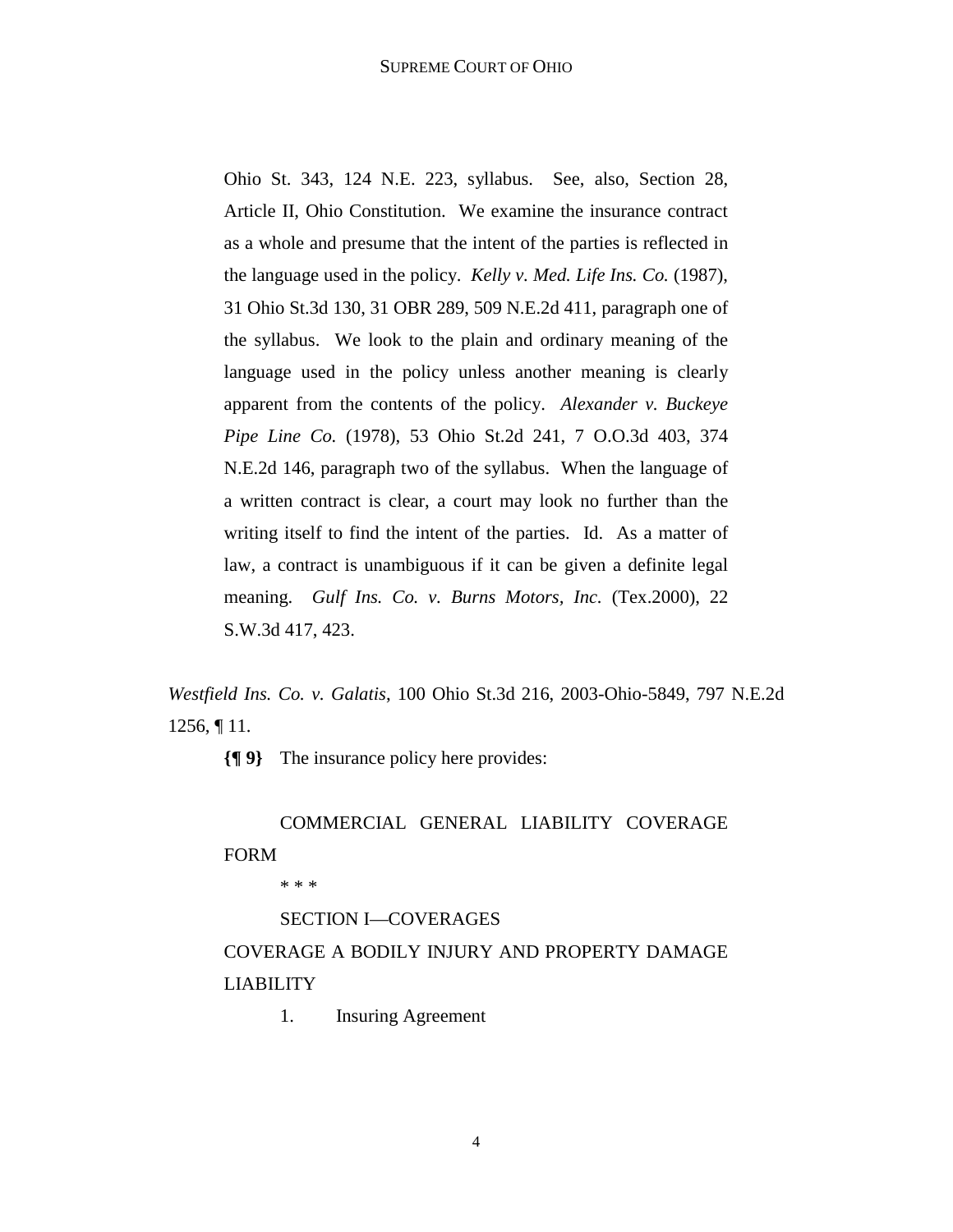> Ohio St. 343, 124 N.E. 223, syllabus. See, also, Section 28, Article II, Ohio Constitution. We examine the insurance contract as a whole and presume that the intent of the parties is reflected in the language used in the policy. *Kelly v. Med. Life Ins. Co.* (1987), 31 Ohio St.3d 130, 31 OBR 289, 509 N.E.2d 411, paragraph one of the syllabus. We look to the plain and ordinary meaning of the language used in the policy unless another meaning is clearly apparent from the contents of the policy. *Alexander v. Buckeye Pipe Line Co.* (1978), 53 Ohio St.2d 241, 7 O.O.3d 403, 374 N.E.2d 146, paragraph two of the syllabus. When the language of a written contract is clear, a court may look no further than the writing itself to find the intent of the parties. Id. As a matter of law, a contract is unambiguous if it can be given a definite legal meaning. *Gulf Ins. Co. v. Burns Motors, Inc.* (Tex.2000), 22 S.W.3d 417, 423.

*Westfield Ins. Co. v. Galatis*, 100 Ohio St.3d 216, 2003-Ohio-5849, 797 N.E.2d 1256, ¶ 11.

**{¶ 9}** The insurance policy here provides:

> COMMERCIAL GENERAL LIABILITY COVERAGE FORM
>
> * * *
>
> SECTION I—COVERAGES
>
> COVERAGE A BODILY INJURY AND PROPERTY DAMAGE LIABILITY
>
> 1. Insuring Agreement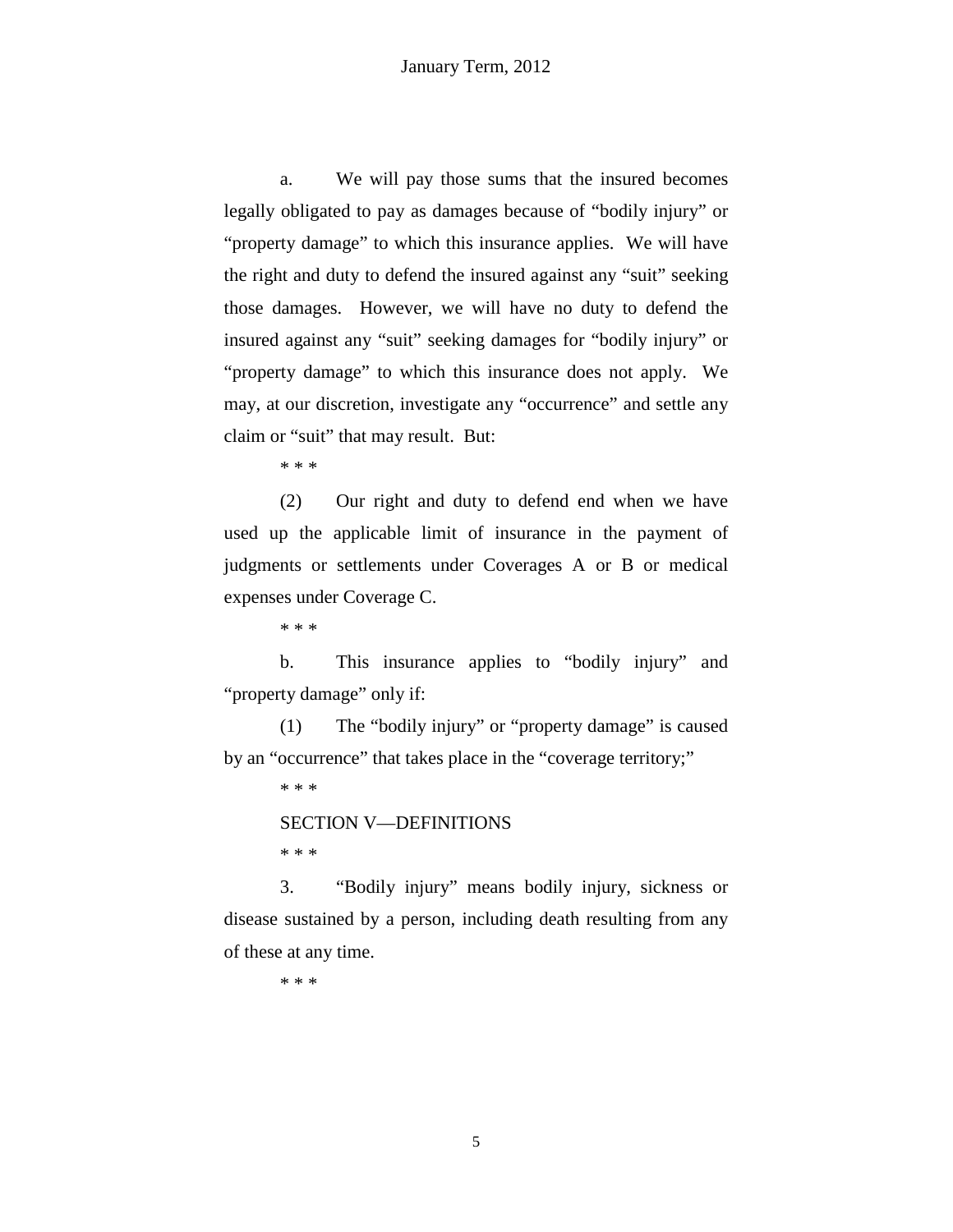a. We will pay those sums that the insured becomes legally obligated to pay as damages because of "bodily injury" or "property damage" to which this insurance applies. We will have the right and duty to defend the insured against any "suit" seeking those damages. However, we will have no duty to defend the insured against any "suit" seeking damages for "bodily injury" or "property damage" to which this insurance does not apply. We may, at our discretion, investigate any "occurrence" and settle any claim or "suit" that may result. But:

\* \* \*

(2) Our right and duty to defend end when we have used up the applicable limit of insurance in the payment of judgments or settlements under Coverages A or B or medical expenses under Coverage C.

\* \* \*

b. This insurance applies to "bodily injury" and "property damage" only if:

(1) The "bodily injury" or "property damage" is caused by an "occurrence" that takes place in the "coverage territory;"

\* \* \*

SECTION V—DEFINITIONS

\* \* \*

3. "Bodily injury" means bodily injury, sickness or disease sustained by a person, including death resulting from any of these at any time.

\* \* \*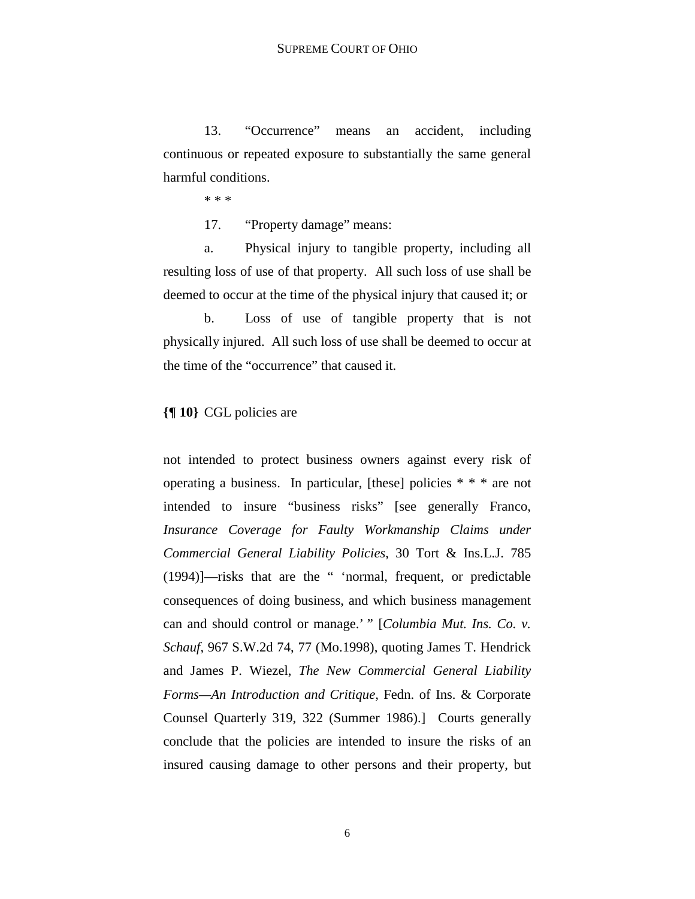13. "Occurrence" means an accident, including continuous or repeated exposure to substantially the same general harmful conditions.

* * *

17. "Property damage" means:

a. Physical injury to tangible property, including all resulting loss of use of that property. All such loss of use shall be deemed to occur at the time of the physical injury that caused it; or

b. Loss of use of tangible property that is not physically injured. All such loss of use shall be deemed to occur at the time of the "occurrence" that caused it.

**{¶ 10}** CGL policies are

> not intended to protect business owners against every risk of operating a business. In particular, [these] policies * * * are not intended to insure "business risks" [see generally Franco, *Insurance Coverage for Faulty Workmanship Claims under Commercial General Liability Policies*, 30 Tort & Ins.L.J. 785 (1994)]—risks that are the " 'normal, frequent, or predictable consequences of doing business, and which business management can and should control or manage.' " [*Columbia Mut. Ins. Co. v. Schauf*, 967 S.W.2d 74, 77 (Mo.1998), quoting James T. Hendrick and James P. Wiezel, *The New Commercial General Liability Forms—An Introduction and Critique,* Fedn. of Ins. & Corporate Counsel Quarterly 319, 322 (Summer 1986).] Courts generally conclude that the policies are intended to insure the risks of an insured causing damage to other persons and their property, but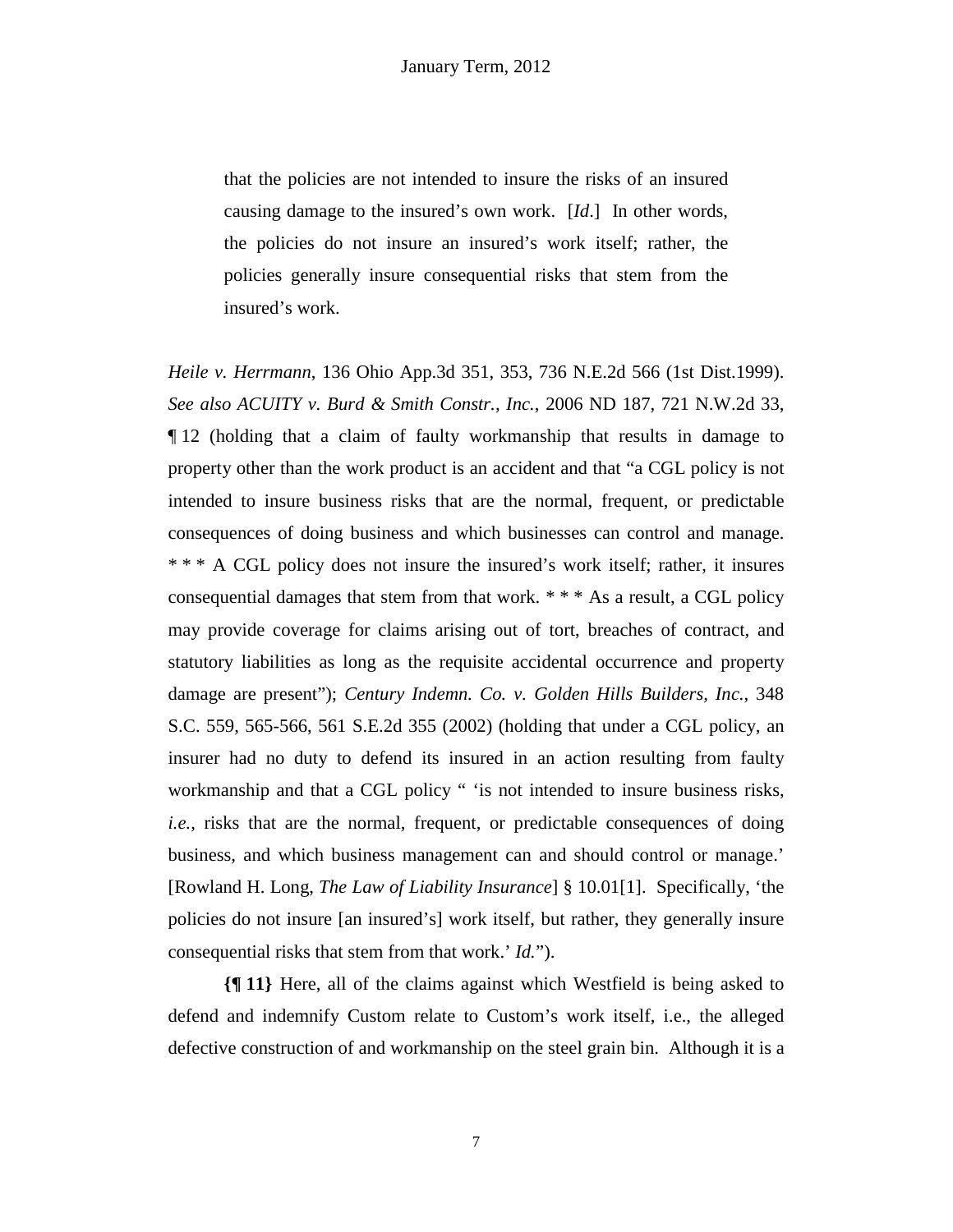> that the policies are not intended to insure the risks of an insured causing damage to the insured's own work. [*Id*.] In other words, the policies do not insure an insured's work itself; rather, the policies generally insure consequential risks that stem from the insured's work.

*Heile v. Herrmann*, 136 Ohio App.3d 351, 353, 736 N.E.2d 566 (1st Dist.1999). *See also ACUITY v. Burd & Smith Constr., Inc.*, 2006 ND 187, 721 N.W.2d 33, ¶ 12 (holding that a claim of faulty workmanship that results in damage to property other than the work product is an accident and that "a CGL policy is not intended to insure business risks that are the normal, frequent, or predictable consequences of doing business and which businesses can control and manage. * * * A CGL policy does not insure the insured's work itself; rather, it insures consequential damages that stem from that work. * * * As a result, a CGL policy may provide coverage for claims arising out of tort, breaches of contract, and statutory liabilities as long as the requisite accidental occurrence and property damage are present"); *Century Indemn. Co. v. Golden Hills Builders, Inc.*, 348 S.C. 559, 565-566, 561 S.E.2d 355 (2002) (holding that under a CGL policy, an insurer had no duty to defend its insured in an action resulting from faulty workmanship and that a CGL policy " 'is not intended to insure business risks, *i.e.*, risks that are the normal, frequent, or predictable consequences of doing business, and which business management can and should control or manage.' [Rowland H. Long, *The Law of Liability Insurance*] § 10.01[1]. Specifically, 'the policies do not insure [an insured's] work itself, but rather, they generally insure consequential risks that stem from that work.' *Id.*").

**{¶ 11}** Here, all of the claims against which Westfield is being asked to defend and indemnify Custom relate to Custom's work itself, i.e., the alleged defective construction of and workmanship on the steel grain bin. Although it is a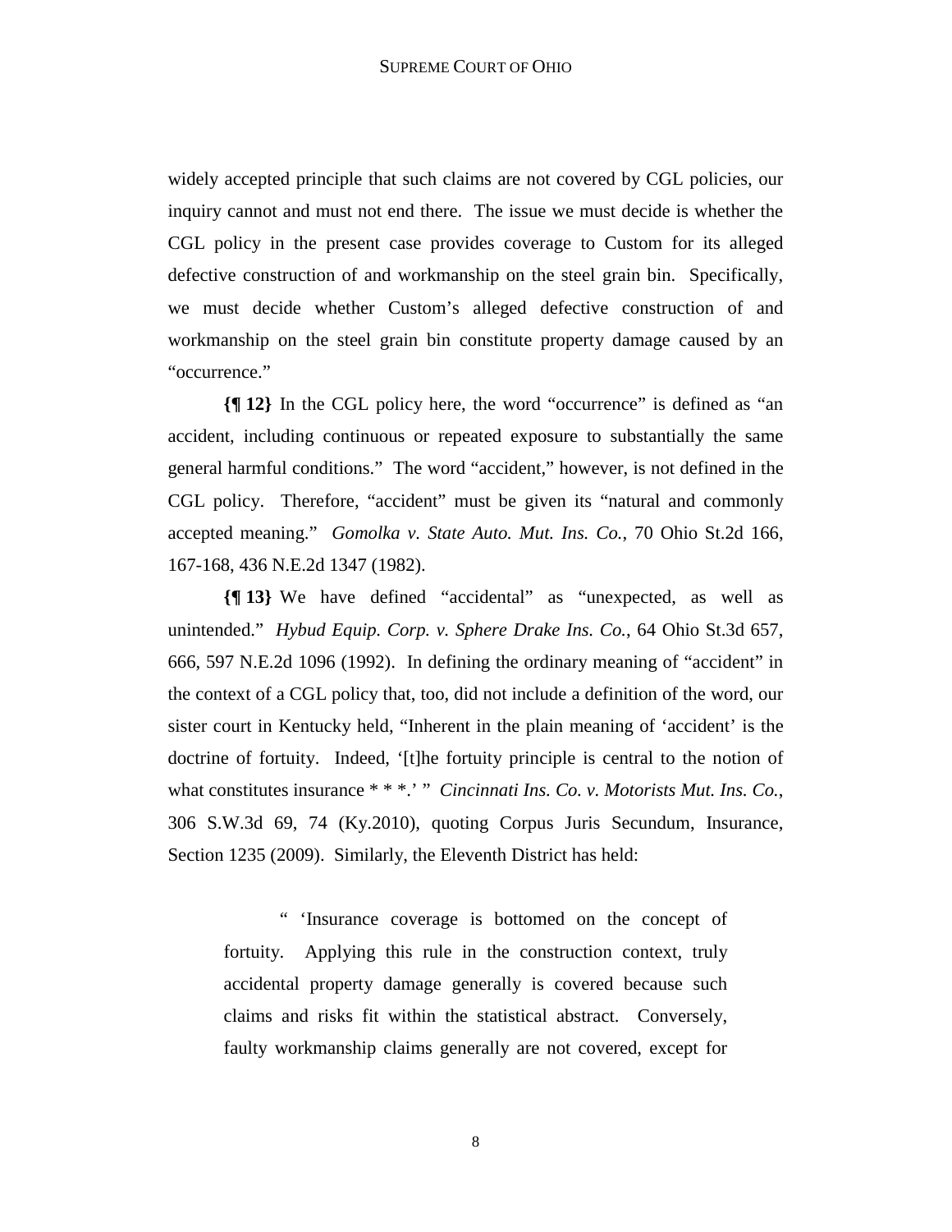widely accepted principle that such claims are not covered by CGL policies, our inquiry cannot and must not end there. The issue we must decide is whether the CGL policy in the present case provides coverage to Custom for its alleged defective construction of and workmanship on the steel grain bin. Specifically, we must decide whether Custom's alleged defective construction of and workmanship on the steel grain bin constitute property damage caused by an "occurrence."

**{¶ 12}** In the CGL policy here, the word "occurrence" is defined as "an accident, including continuous or repeated exposure to substantially the same general harmful conditions." The word "accident," however, is not defined in the CGL policy. Therefore, "accident" must be given its "natural and commonly accepted meaning." *Gomolka v. State Auto. Mut. Ins. Co.*, 70 Ohio St.2d 166, 167-168, 436 N.E.2d 1347 (1982).

**{¶ 13}** We have defined "accidental" as "unexpected, as well as unintended." *Hybud Equip. Corp. v. Sphere Drake Ins. Co.*, 64 Ohio St.3d 657, 666, 597 N.E.2d 1096 (1992). In defining the ordinary meaning of "accident" in the context of a CGL policy that, too, did not include a definition of the word, our sister court in Kentucky held, "Inherent in the plain meaning of 'accident' is the doctrine of fortuity. Indeed, '[t]he fortuity principle is central to the notion of what constitutes insurance * * *.' " *Cincinnati Ins. Co. v. Motorists Mut. Ins. Co.*, 306 S.W.3d 69, 74 (Ky.2010), quoting Corpus Juris Secundum, Insurance, Section 1235 (2009). Similarly, the Eleventh District has held:

> " 'Insurance coverage is bottomed on the concept of fortuity. Applying this rule in the construction context, truly accidental property damage generally is covered because such claims and risks fit within the statistical abstract. Conversely, faulty workmanship claims generally are not covered, except for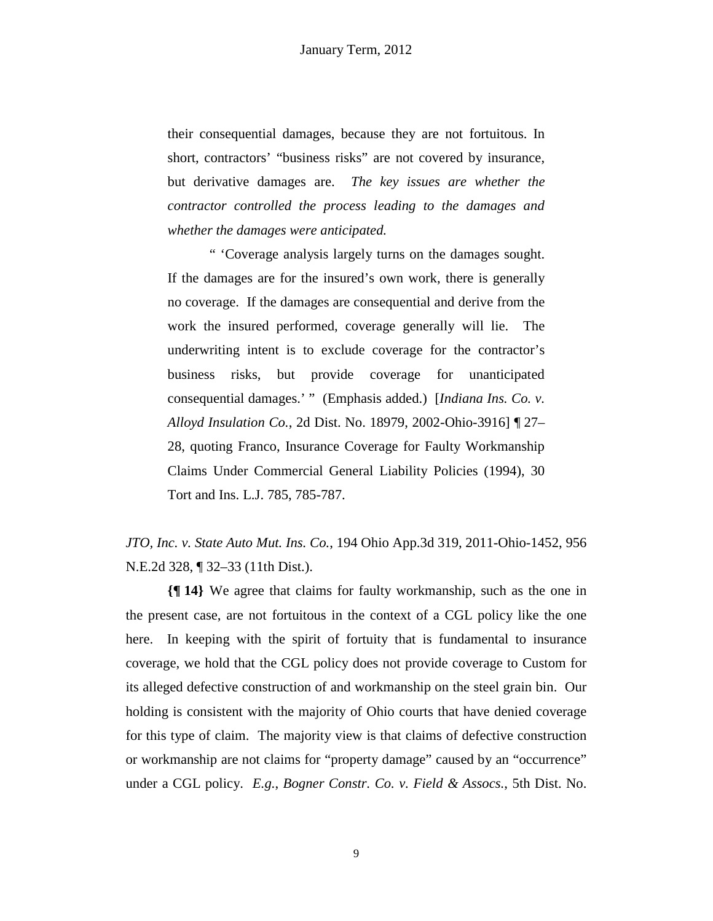their consequential damages, because they are not fortuitous. In short, contractors' "business risks" are not covered by insurance, but derivative damages are. *The key issues are whether the contractor controlled the process leading to the damages and whether the damages were anticipated.*

" 'Coverage analysis largely turns on the damages sought. If the damages are for the insured's own work, there is generally no coverage. If the damages are consequential and derive from the work the insured performed, coverage generally will lie. The underwriting intent is to exclude coverage for the contractor's business risks, but provide coverage for unanticipated consequential damages.' " (Emphasis added.) [*Indiana Ins. Co. v. Alloyd Insulation Co.*, 2d Dist. No. 18979, 2002-Ohio-3916] ¶ 27–28, quoting Franco, Insurance Coverage for Faulty Workmanship Claims Under Commercial General Liability Policies (1994), 30 Tort and Ins. L.J. 785, 785-787.

*JTO, Inc. v. State Auto Mut. Ins. Co.*, 194 Ohio App.3d 319, 2011-Ohio-1452, 956 N.E.2d 328, ¶ 32–33 (11th Dist.).

**{¶ 14}** We agree that claims for faulty workmanship, such as the one in the present case, are not fortuitous in the context of a CGL policy like the one here. In keeping with the spirit of fortuity that is fundamental to insurance coverage, we hold that the CGL policy does not provide coverage to Custom for its alleged defective construction of and workmanship on the steel grain bin. Our holding is consistent with the majority of Ohio courts that have denied coverage for this type of claim. The majority view is that claims of defective construction or workmanship are not claims for "property damage" caused by an "occurrence" under a CGL policy. *E.g.*, *Bogner Constr. Co. v. Field & Assocs.*, 5th Dist. No.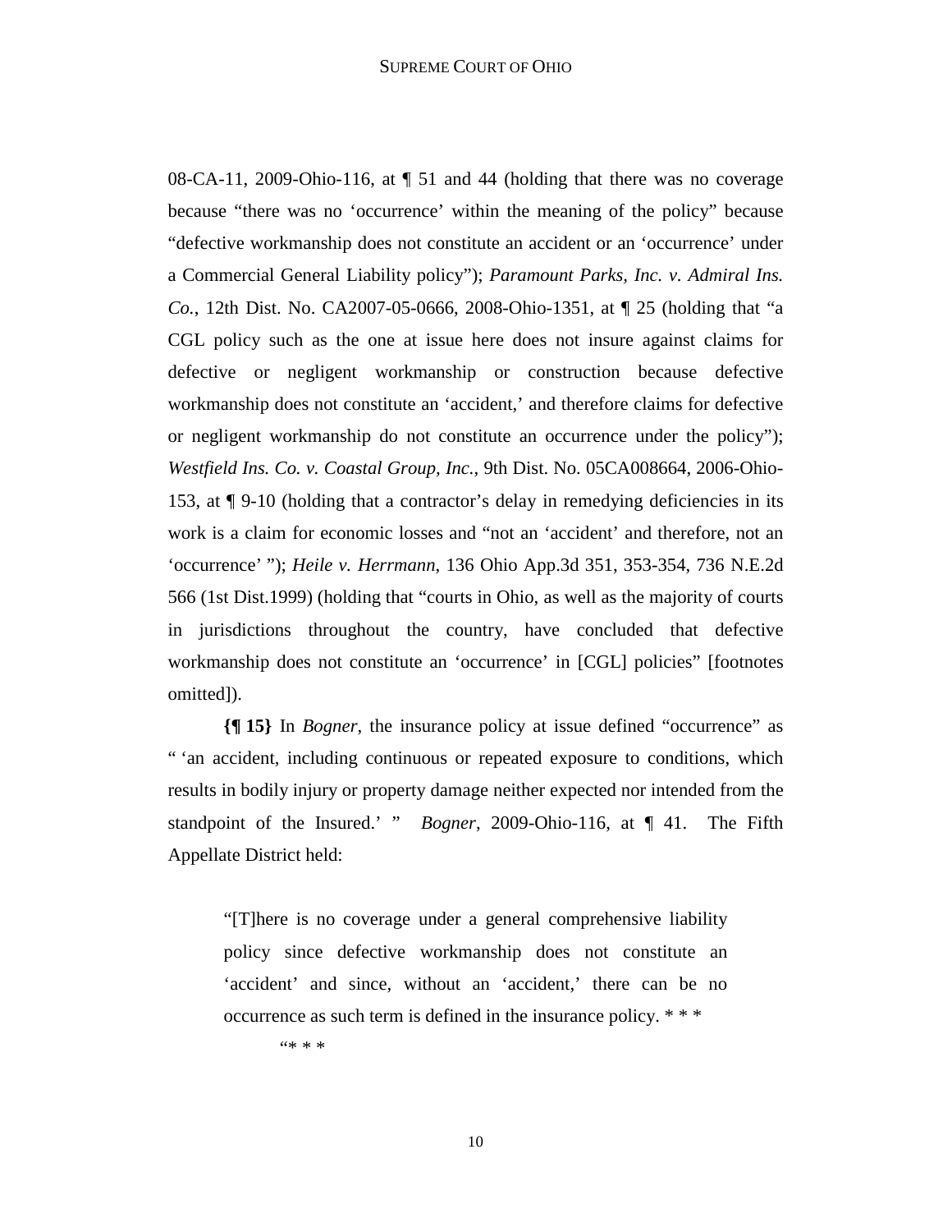08-CA-11, 2009-Ohio-116, at ¶ 51 and 44 (holding that there was no coverage because "there was no 'occurrence' within the meaning of the policy" because "defective workmanship does not constitute an accident or an 'occurrence' under a Commercial General Liability policy"); *Paramount Parks, Inc. v. Admiral Ins. Co.*, 12th Dist. No. CA2007-05-0666, 2008-Ohio-1351, at ¶ 25 (holding that "a CGL policy such as the one at issue here does not insure against claims for defective or negligent workmanship or construction because defective workmanship does not constitute an 'accident,' and therefore claims for defective or negligent workmanship do not constitute an occurrence under the policy"); *Westfield Ins. Co. v. Coastal Group, Inc.*, 9th Dist. No. 05CA008664, 2006-Ohio-153, at ¶ 9-10 (holding that a contractor's delay in remedying deficiencies in its work is a claim for economic losses and "not an 'accident' and therefore, not an 'occurrence' "); *Heile v. Herrmann*, 136 Ohio App.3d 351, 353-354, 736 N.E.2d 566 (1st Dist.1999) (holding that "courts in Ohio, as well as the majority of courts in jurisdictions throughout the country, have concluded that defective workmanship does not constitute an 'occurrence' in [CGL] policies" [footnotes omitted]).

**{¶ 15}** In *Bogner*, the insurance policy at issue defined "occurrence" as " 'an accident, including continuous or repeated exposure to conditions, which results in bodily injury or property damage neither expected nor intended from the standpoint of the Insured.' " *Bogner*, 2009-Ohio-116, at ¶ 41. The Fifth Appellate District held:

> "[T]here is no coverage under a general comprehensive liability policy since defective workmanship does not constitute an 'accident' and since, without an 'accident,' there can be no occurrence as such term is defined in the insurance policy. * * *
>
> "* * *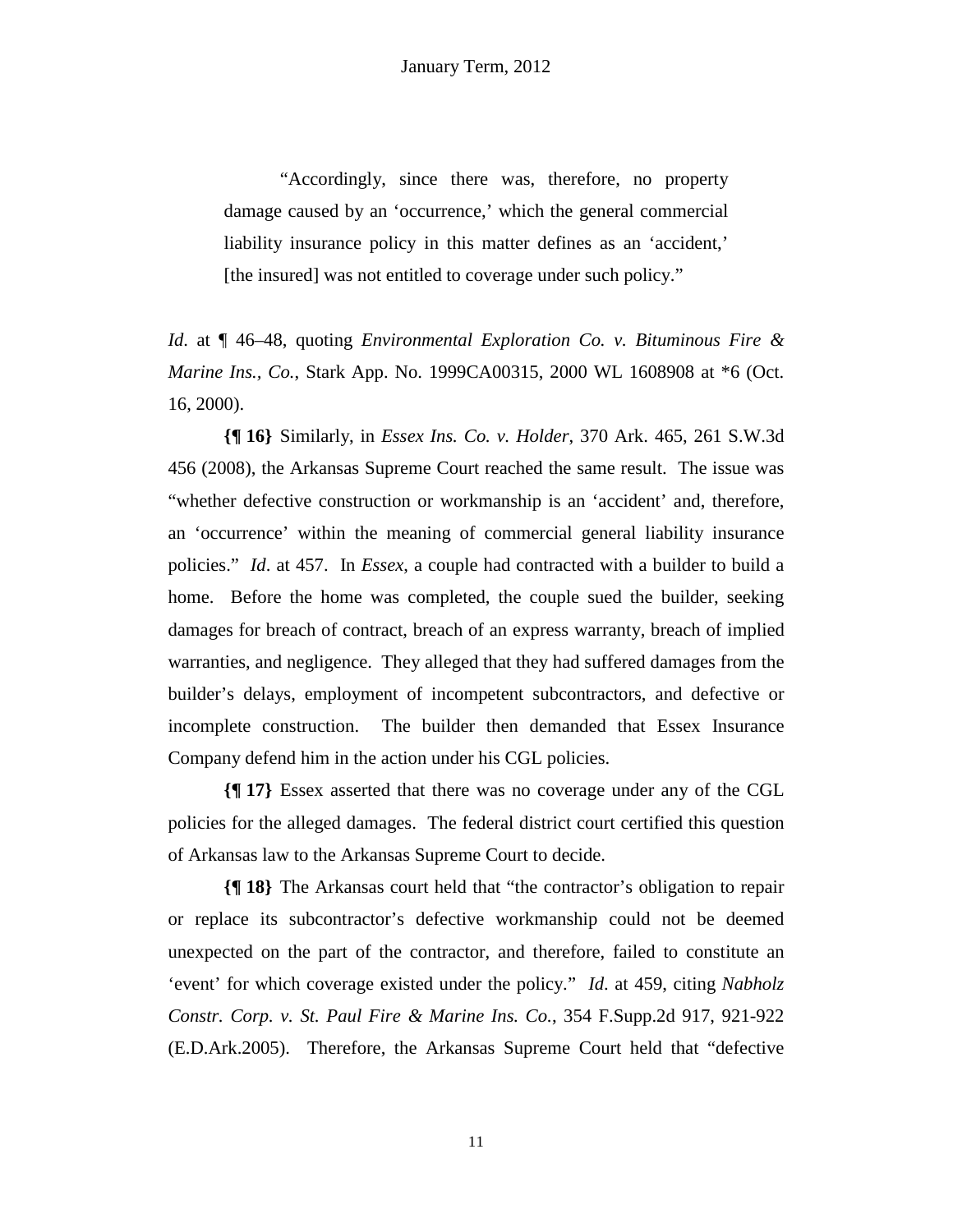> "Accordingly, since there was, therefore, no property damage caused by an 'occurrence,' which the general commercial liability insurance policy in this matter defines as an 'accident,' [the insured] was not entitled to coverage under such policy."

*Id*. at ¶ 46–48, quoting *Environmental Exploration Co. v. Bituminous Fire & Marine Ins., Co.*, Stark App. No. 1999CA00315, 2000 WL 1608908 at *6 (Oct. 16, 2000).

**{¶ 16}** Similarly, in *Essex Ins. Co. v. Holder*, 370 Ark. 465, 261 S.W.3d 456 (2008), the Arkansas Supreme Court reached the same result. The issue was "whether defective construction or workmanship is an 'accident' and, therefore, an 'occurrence' within the meaning of commercial general liability insurance policies." *Id*. at 457. In *Essex*, a couple had contracted with a builder to build a home. Before the home was completed, the couple sued the builder, seeking damages for breach of contract, breach of an express warranty, breach of implied warranties, and negligence. They alleged that they had suffered damages from the builder's delays, employment of incompetent subcontractors, and defective or incomplete construction. The builder then demanded that Essex Insurance Company defend him in the action under his CGL policies.

**{¶ 17}** Essex asserted that there was no coverage under any of the CGL policies for the alleged damages. The federal district court certified this question of Arkansas law to the Arkansas Supreme Court to decide.

**{¶ 18}** The Arkansas court held that "the contractor's obligation to repair or replace its subcontractor's defective workmanship could not be deemed unexpected on the part of the contractor, and therefore, failed to constitute an 'event' for which coverage existed under the policy." *Id*. at 459, citing *Nabholz Constr. Corp. v. St. Paul Fire & Marine Ins. Co.*, 354 F.Supp.2d 917, 921-922 (E.D.Ark.2005). Therefore, the Arkansas Supreme Court held that "defective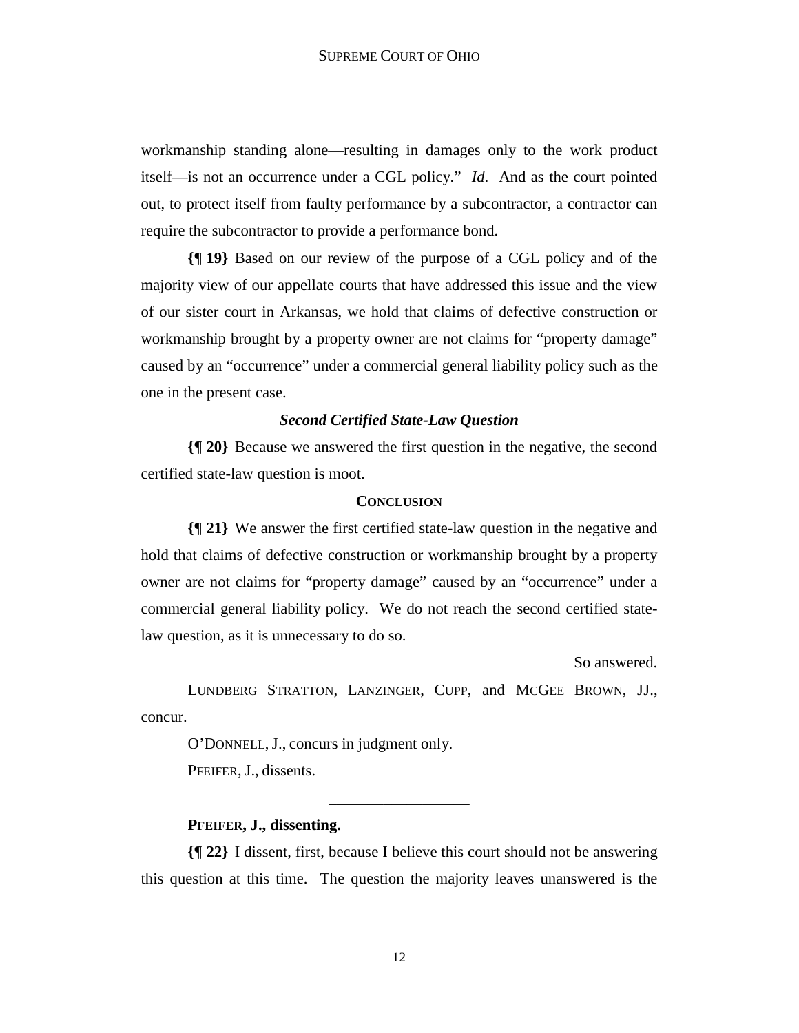workmanship standing alone—resulting in damages only to the work product itself—is not an occurrence under a CGL policy." *Id.* And as the court pointed out, to protect itself from faulty performance by a subcontractor, a contractor can require the subcontractor to provide a performance bond.

**{¶ 19}** Based on our review of the purpose of a CGL policy and of the majority view of our appellate courts that have addressed this issue and the view of our sister court in Arkansas, we hold that claims of defective construction or workmanship brought by a property owner are not claims for "property damage" caused by an "occurrence" under a commercial general liability policy such as the one in the present case.

### *Second Certified State-Law Question*

**{¶ 20}** Because we answered the first question in the negative, the second certified state-law question is moot.

### CONCLUSION

**{¶ 21}** We answer the first certified state-law question in the negative and hold that claims of defective construction or workmanship brought by a property owner are not claims for "property damage" caused by an "occurrence" under a commercial general liability policy. We do not reach the second certified state-law question, as it is unnecessary to do so.

So answered.

LUNDBERG STRATTON, LANZINGER, CUPP, and MCGEE BROWN, JJ., concur.

O'DONNELL, J., concurs in judgment only.

PFEIFER, J., dissents.

---

**PFEIFER, J., dissenting.**

**{¶ 22}** I dissent, first, because I believe this court should not be answering this question at this time. The question the majority leaves unanswered is the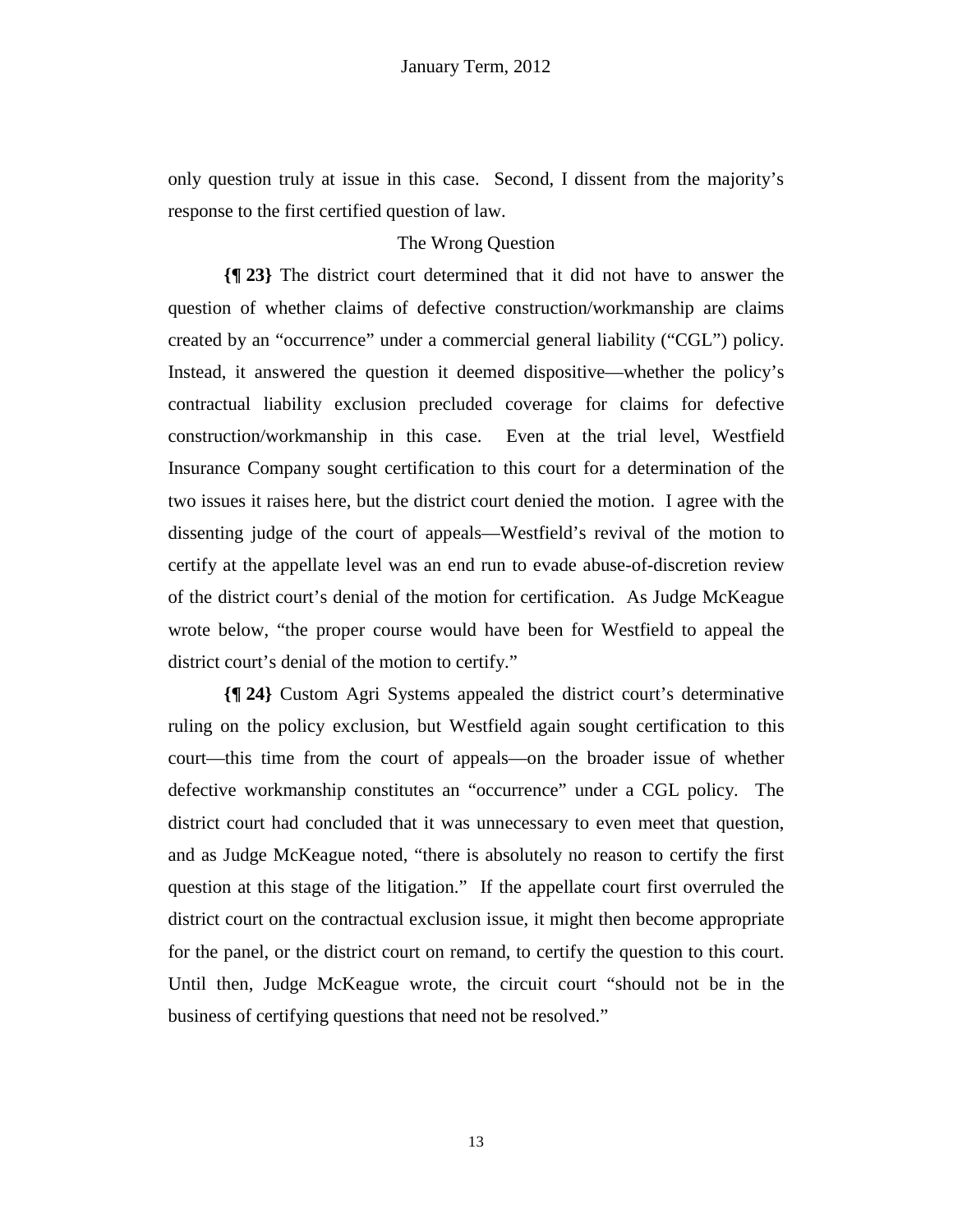only question truly at issue in this case. Second, I dissent from the majority's response to the first certified question of law.

### The Wrong Question

**{¶ 23}** The district court determined that it did not have to answer the question of whether claims of defective construction/workmanship are claims created by an "occurrence" under a commercial general liability ("CGL") policy. Instead, it answered the question it deemed dispositive—whether the policy's contractual liability exclusion precluded coverage for claims for defective construction/workmanship in this case. Even at the trial level, Westfield Insurance Company sought certification to this court for a determination of the two issues it raises here, but the district court denied the motion. I agree with the dissenting judge of the court of appeals—Westfield's revival of the motion to certify at the appellate level was an end run to evade abuse-of-discretion review of the district court's denial of the motion for certification. As Judge McKeague wrote below, "the proper course would have been for Westfield to appeal the district court's denial of the motion to certify."

**{¶ 24}** Custom Agri Systems appealed the district court's determinative ruling on the policy exclusion, but Westfield again sought certification to this court—this time from the court of appeals—on the broader issue of whether defective workmanship constitutes an "occurrence" under a CGL policy. The district court had concluded that it was unnecessary to even meet that question, and as Judge McKeague noted, "there is absolutely no reason to certify the first question at this stage of the litigation." If the appellate court first overruled the district court on the contractual exclusion issue, it might then become appropriate for the panel, or the district court on remand, to certify the question to this court. Until then, Judge McKeague wrote, the circuit court "should not be in the business of certifying questions that need not be resolved."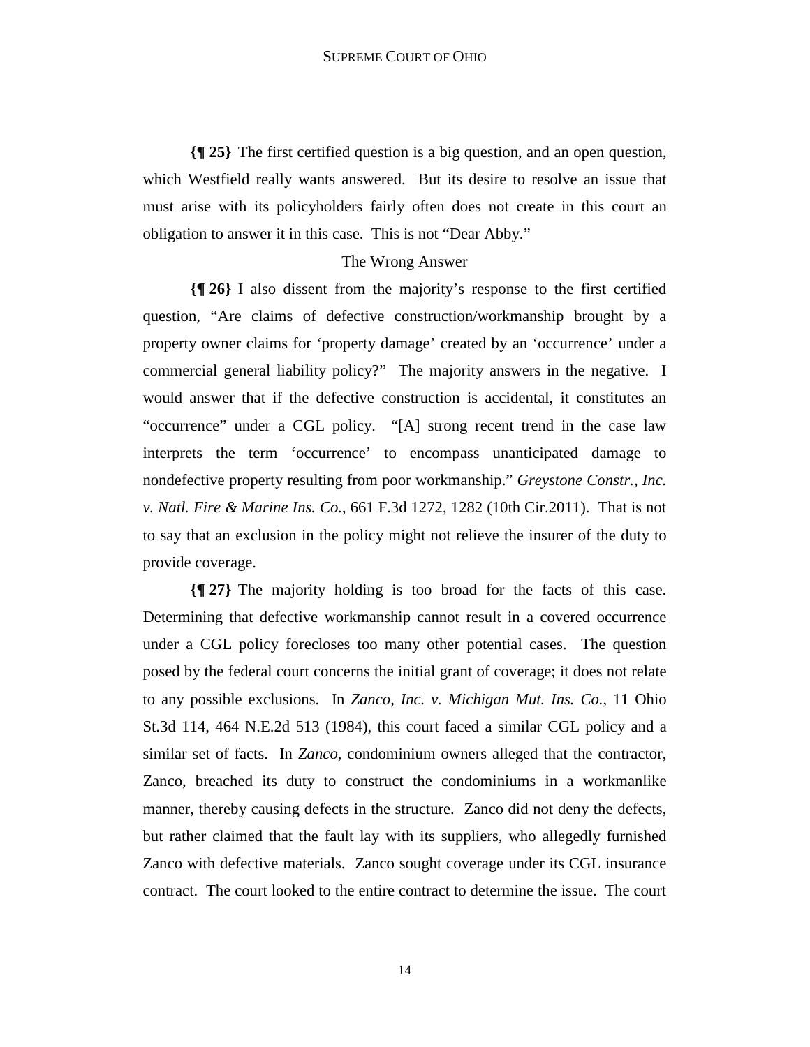**{¶ 25}** The first certified question is a big question, and an open question, which Westfield really wants answered. But its desire to resolve an issue that must arise with its policyholders fairly often does not create in this court an obligation to answer it in this case. This is not "Dear Abby."

The Wrong Answer

**{¶ 26}** I also dissent from the majority's response to the first certified question, "Are claims of defective construction/workmanship brought by a property owner claims for 'property damage' created by an 'occurrence' under a commercial general liability policy?" The majority answers in the negative. I would answer that if the defective construction is accidental, it constitutes an "occurrence" under a CGL policy. "[A] strong recent trend in the case law interprets the term 'occurrence' to encompass unanticipated damage to nondefective property resulting from poor workmanship." *Greystone Constr., Inc. v. Natl. Fire & Marine Ins. Co.*, 661 F.3d 1272, 1282 (10th Cir.2011). That is not to say that an exclusion in the policy might not relieve the insurer of the duty to provide coverage.

**{¶ 27}** The majority holding is too broad for the facts of this case. Determining that defective workmanship cannot result in a covered occurrence under a CGL policy forecloses too many other potential cases. The question posed by the federal court concerns the initial grant of coverage; it does not relate to any possible exclusions. In *Zanco, Inc. v. Michigan Mut. Ins. Co.*, 11 Ohio St.3d 114, 464 N.E.2d 513 (1984), this court faced a similar CGL policy and a similar set of facts. In *Zanco*, condominium owners alleged that the contractor, Zanco, breached its duty to construct the condominiums in a workmanlike manner, thereby causing defects in the structure. Zanco did not deny the defects, but rather claimed that the fault lay with its suppliers, who allegedly furnished Zanco with defective materials. Zanco sought coverage under its CGL insurance contract. The court looked to the entire contract to determine the issue. The court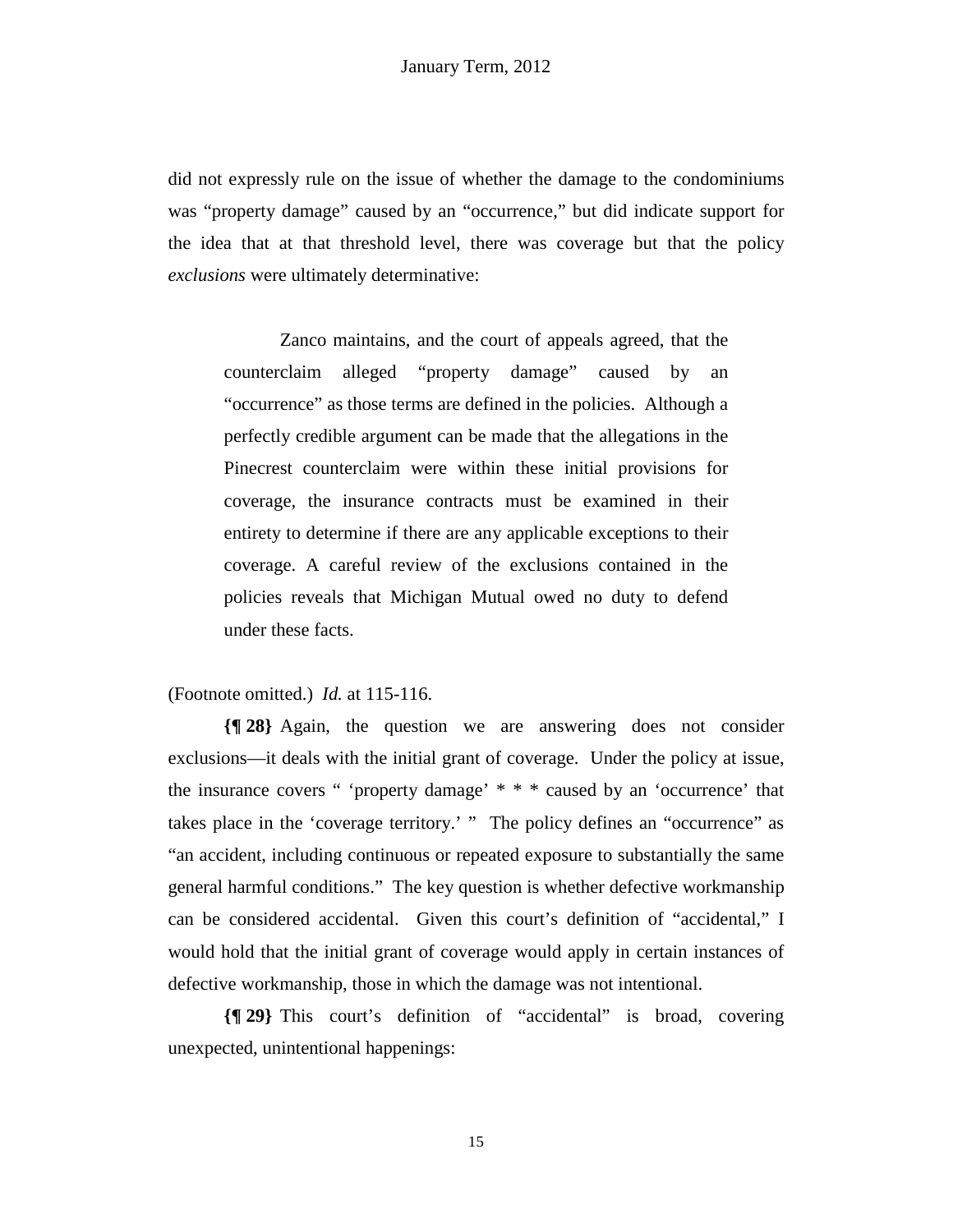did not expressly rule on the issue of whether the damage to the condominiums was "property damage" caused by an "occurrence," but did indicate support for the idea that at that threshold level, there was coverage but that the policy *exclusions* were ultimately determinative:

> Zanco maintains, and the court of appeals agreed, that the counterclaim alleged "property damage" caused by an "occurrence" as those terms are defined in the policies. Although a perfectly credible argument can be made that the allegations in the Pinecrest counterclaim were within these initial provisions for coverage, the insurance contracts must be examined in their entirety to determine if there are any applicable exceptions to their coverage. A careful review of the exclusions contained in the policies reveals that Michigan Mutual owed no duty to defend under these facts.

(Footnote omitted.) *Id.* at 115-116.

**{¶ 28}** Again, the question we are answering does not consider exclusions—it deals with the initial grant of coverage. Under the policy at issue, the insurance covers " 'property damage' * * * caused by an 'occurrence' that takes place in the 'coverage territory.' " The policy defines an "occurrence" as "an accident, including continuous or repeated exposure to substantially the same general harmful conditions." The key question is whether defective workmanship can be considered accidental. Given this court's definition of "accidental," I would hold that the initial grant of coverage would apply in certain instances of defective workmanship, those in which the damage was not intentional.

**{¶ 29}** This court's definition of "accidental" is broad, covering unexpected, unintentional happenings: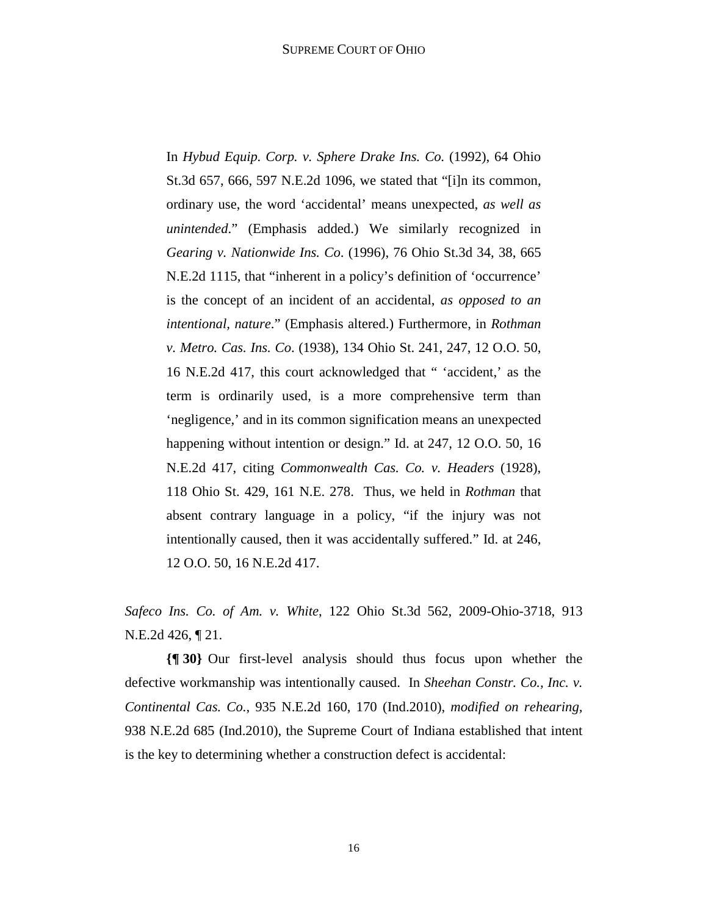> In *Hybud Equip. Corp. v. Sphere Drake Ins. Co.* (1992), 64 Ohio St.3d 657, 666, 597 N.E.2d 1096, we stated that "[i]n its common, ordinary use, the word 'accidental' means unexpected, *as well as unintended*." (Emphasis added.) We similarly recognized in *Gearing v. Nationwide Ins. Co*. (1996), 76 Ohio St.3d 34, 38, 665 N.E.2d 1115, that "inherent in a policy's definition of 'occurrence' is the concept of an incident of an accidental, *as opposed to an intentional, nature*." (Emphasis altered.) Furthermore, in *Rothman v. Metro. Cas. Ins. Co*. (1938), 134 Ohio St. 241, 247, 12 O.O. 50, 16 N.E.2d 417, this court acknowledged that " 'accident,' as the term is ordinarily used, is a more comprehensive term than 'negligence,' and in its common signification means an unexpected happening without intention or design." Id. at 247, 12 O.O. 50, 16 N.E.2d 417, citing *Commonwealth Cas. Co. v. Headers* (1928), 118 Ohio St. 429, 161 N.E. 278. Thus, we held in *Rothman* that absent contrary language in a policy, "if the injury was not intentionally caused, then it was accidentally suffered." Id. at 246, 12 O.O. 50, 16 N.E.2d 417.

*Safeco Ins. Co. of Am. v. White*, 122 Ohio St.3d 562, 2009-Ohio-3718, 913 N.E.2d 426, ¶ 21.

**{¶ 30}** Our first-level analysis should thus focus upon whether the defective workmanship was intentionally caused. In *Sheehan Constr. Co., Inc. v. Continental Cas. Co.*, 935 N.E.2d 160, 170 (Ind.2010), *modified on rehearing*, 938 N.E.2d 685 (Ind.2010), the Supreme Court of Indiana established that intent is the key to determining whether a construction defect is accidental: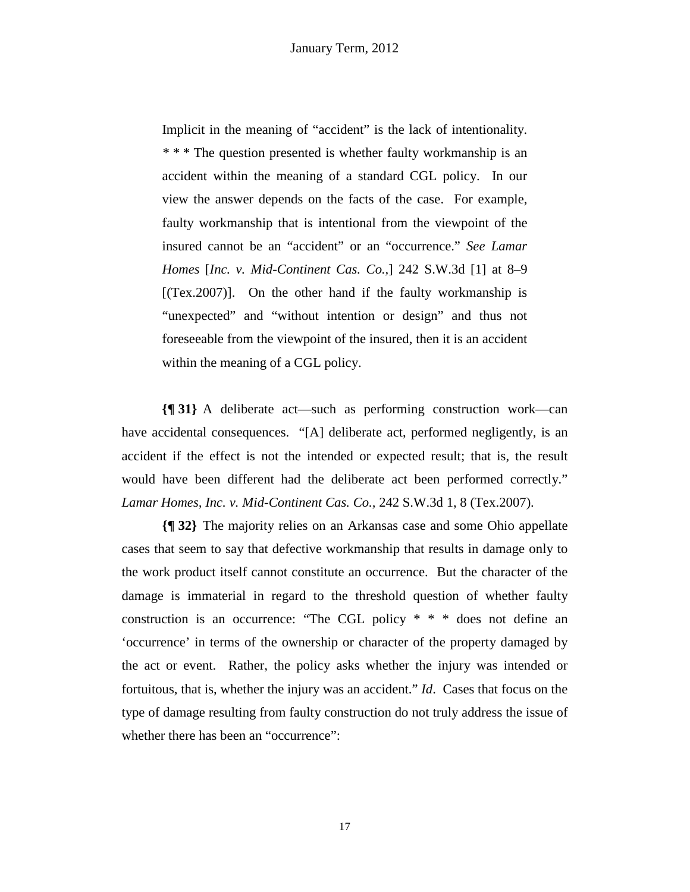> Implicit in the meaning of "accident" is the lack of intentionality. * * * The question presented is whether faulty workmanship is an accident within the meaning of a standard CGL policy. In our view the answer depends on the facts of the case. For example, faulty workmanship that is intentional from the viewpoint of the insured cannot be an "accident" or an "occurrence." *See Lamar Homes* [*Inc. v. Mid-Continent Cas. Co.*,] 242 S.W.3d [1] at 8–9 [(Tex.2007)]. On the other hand if the faulty workmanship is "unexpected" and "without intention or design" and thus not foreseeable from the viewpoint of the insured, then it is an accident within the meaning of a CGL policy.

**{¶ 31}** A deliberate act—such as performing construction work—can have accidental consequences. "[A] deliberate act, performed negligently, is an accident if the effect is not the intended or expected result; that is, the result would have been different had the deliberate act been performed correctly." *Lamar Homes, Inc. v. Mid-Continent Cas. Co.*, 242 S.W.3d 1, 8 (Tex.2007).

**{¶ 32}** The majority relies on an Arkansas case and some Ohio appellate cases that seem to say that defective workmanship that results in damage only to the work product itself cannot constitute an occurrence. But the character of the damage is immaterial in regard to the threshold question of whether faulty construction is an occurrence: "The CGL policy * * * does not define an 'occurrence' in terms of the ownership or character of the property damaged by the act or event. Rather, the policy asks whether the injury was intended or fortuitous, that is, whether the injury was an accident." *Id*. Cases that focus on the type of damage resulting from faulty construction do not truly address the issue of whether there has been an "occurrence":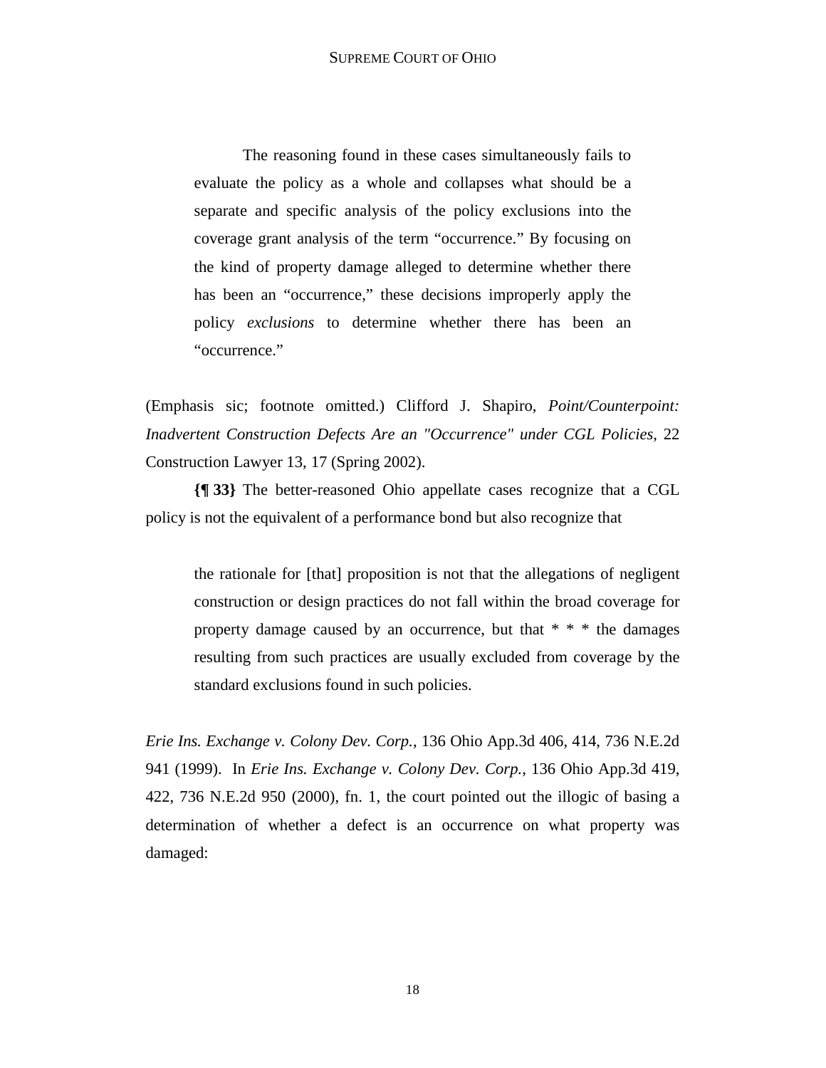> The reasoning found in these cases simultaneously fails to evaluate the policy as a whole and collapses what should be a separate and specific analysis of the policy exclusions into the coverage grant analysis of the term "occurrence." By focusing on the kind of property damage alleged to determine whether there has been an "occurrence," these decisions improperly apply the policy *exclusions* to determine whether there has been an "occurrence."

(Emphasis sic; footnote omitted.) Clifford J. Shapiro, *Point/Counterpoint: Inadvertent Construction Defects Are an "Occurrence" under CGL Policies*, 22 Construction Lawyer 13, 17 (Spring 2002).

**{¶ 33}** The better-reasoned Ohio appellate cases recognize that a CGL policy is not the equivalent of a performance bond but also recognize that

> the rationale for [that] proposition is not that the allegations of negligent construction or design practices do not fall within the broad coverage for property damage caused by an occurrence, but that * * * the damages resulting from such practices are usually excluded from coverage by the standard exclusions found in such policies.

*Erie Ins. Exchange v. Colony Dev. Corp.*, 136 Ohio App.3d 406, 414, 736 N.E.2d 941 (1999). In *Erie Ins. Exchange v. Colony Dev. Corp.*, 136 Ohio App.3d 419, 422, 736 N.E.2d 950 (2000), fn. 1, the court pointed out the illogic of basing a determination of whether a defect is an occurrence on what property was damaged: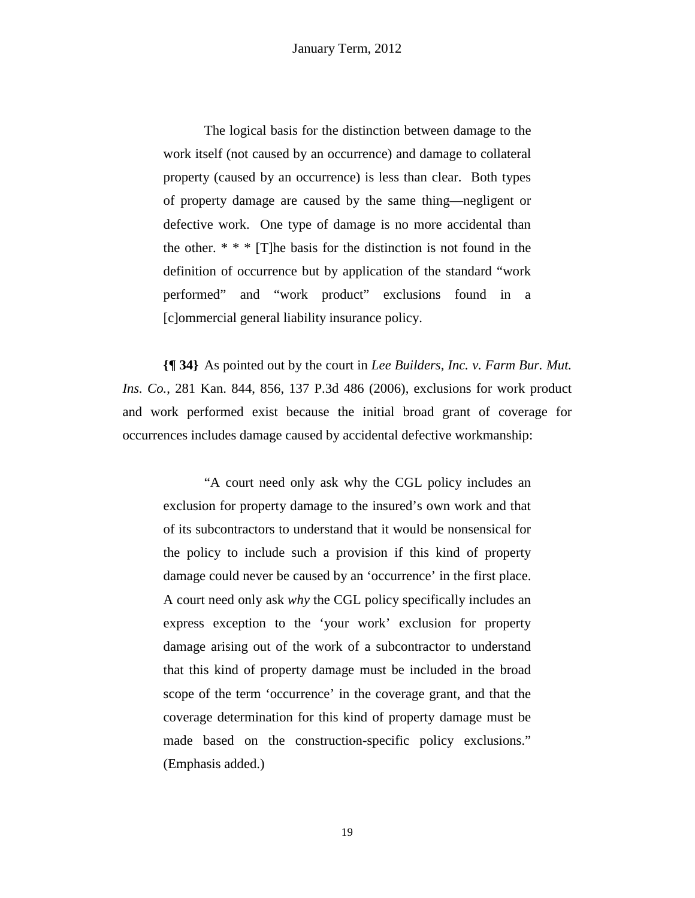> The logical basis for the distinction between damage to the work itself (not caused by an occurrence) and damage to collateral property (caused by an occurrence) is less than clear. Both types of property damage are caused by the same thing—negligent or defective work. One type of damage is no more accidental than the other. * * * [T]he basis for the distinction is not found in the definition of occurrence but by application of the standard "work performed" and "work product" exclusions found in a [c]ommercial general liability insurance policy.

**{¶ 34}** As pointed out by the court in *Lee Builders, Inc. v. Farm Bur. Mut. Ins. Co.*, 281 Kan. 844, 856, 137 P.3d 486 (2006), exclusions for work product and work performed exist because the initial broad grant of coverage for occurrences includes damage caused by accidental defective workmanship:

> "A court need only ask why the CGL policy includes an exclusion for property damage to the insured's own work and that of its subcontractors to understand that it would be nonsensical for the policy to include such a provision if this kind of property damage could never be caused by an 'occurrence' in the first place. A court need only ask *why* the CGL policy specifically includes an express exception to the 'your work' exclusion for property damage arising out of the work of a subcontractor to understand that this kind of property damage must be included in the broad scope of the term 'occurrence' in the coverage grant, and that the coverage determination for this kind of property damage must be made based on the construction-specific policy exclusions." (Emphasis added.)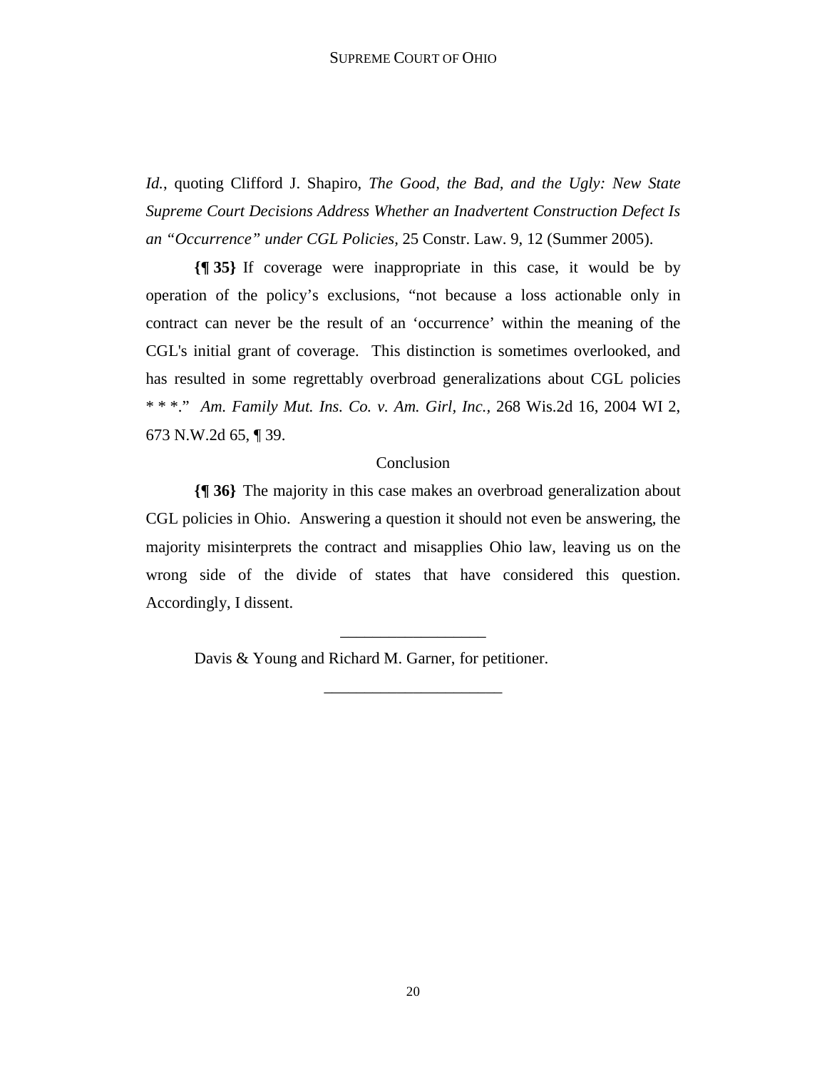*Id.*, quoting Clifford J. Shapiro, *The Good, the Bad, and the Ugly: New State Supreme Court Decisions Address Whether an Inadvertent Construction Defect Is an "Occurrence" under CGL Policies*, 25 Constr. Law. 9, 12 (Summer 2005).

**{¶ 35}** If coverage were inappropriate in this case, it would be by operation of the policy's exclusions, "not because a loss actionable only in contract can never be the result of an 'occurrence' within the meaning of the CGL's initial grant of coverage. This distinction is sometimes overlooked, and has resulted in some regrettably overbroad generalizations about CGL policies * * *." *Am. Family Mut. Ins. Co. v. Am. Girl, Inc.*, 268 Wis.2d 16, 2004 WI 2, 673 N.W.2d 65, ¶ 39.

Conclusion

**{¶ 36}** The majority in this case makes an overbroad generalization about CGL policies in Ohio. Answering a question it should not even be answering, the majority misinterprets the contract and misapplies Ohio law, leaving us on the wrong side of the divide of states that have considered this question. Accordingly, I dissent.

---

Davis & Young and Richard M. Garner, for petitioner.

---